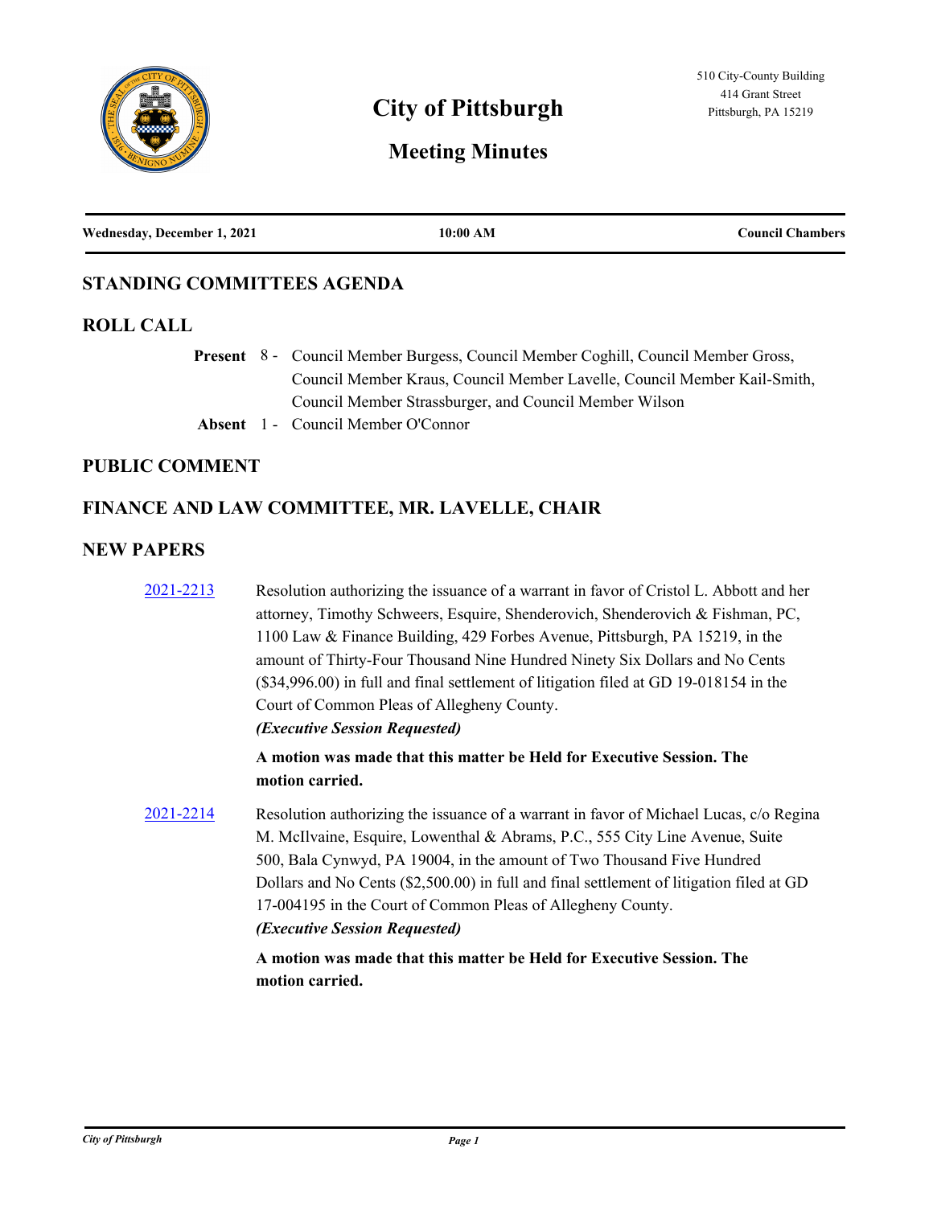# City of Pittsburgh

## Meeting Minutes

510 City-County Building
414 Grant Street
Pittsburgh, PA 15219

**Wednesday, December 1, 2021** | **10:00 AM** | **Council Chambers**

## STANDING COMMITTEES AGENDA

## ROLL CALL

**Present** 8 - Council Member Burgess, Council Member Coghill, Council Member Gross, Council Member Kraus, Council Member Lavelle, Council Member Kail-Smith, Council Member Strassburger, and Council Member Wilson

**Absent** 1 - Council Member O'Connor

## PUBLIC COMMENT

## FINANCE AND LAW COMMITTEE, MR. LAVELLE, CHAIR

## NEW PAPERS

2021-2213 Resolution authorizing the issuance of a warrant in favor of Cristol L. Abbott and her attorney, Timothy Schweers, Esquire, Shenderovich, Shenderovich & Fishman, PC, 1100 Law & Finance Building, 429 Forbes Avenue, Pittsburgh, PA 15219, in the amount of Thirty-Four Thousand Nine Hundred Ninety Six Dollars and No Cents ($34,996.00) in full and final settlement of litigation filed at GD 19-018154 in the Court of Common Pleas of Allegheny County.
***(Executive Session Requested)***

**A motion was made that this matter be Held for Executive Session. The motion carried.**

2021-2214 Resolution authorizing the issuance of a warrant in favor of Michael Lucas, c/o Regina M. McIlvaine, Esquire, Lowenthal & Abrams, P.C., 555 City Line Avenue, Suite 500, Bala Cynwyd, PA 19004, in the amount of Two Thousand Five Hundred Dollars and No Cents ($2,500.00) in full and final settlement of litigation filed at GD 17-004195 in the Court of Common Pleas of Allegheny County.
***(Executive Session Requested)***

**A motion was made that this matter be Held for Executive Session. The motion carried.**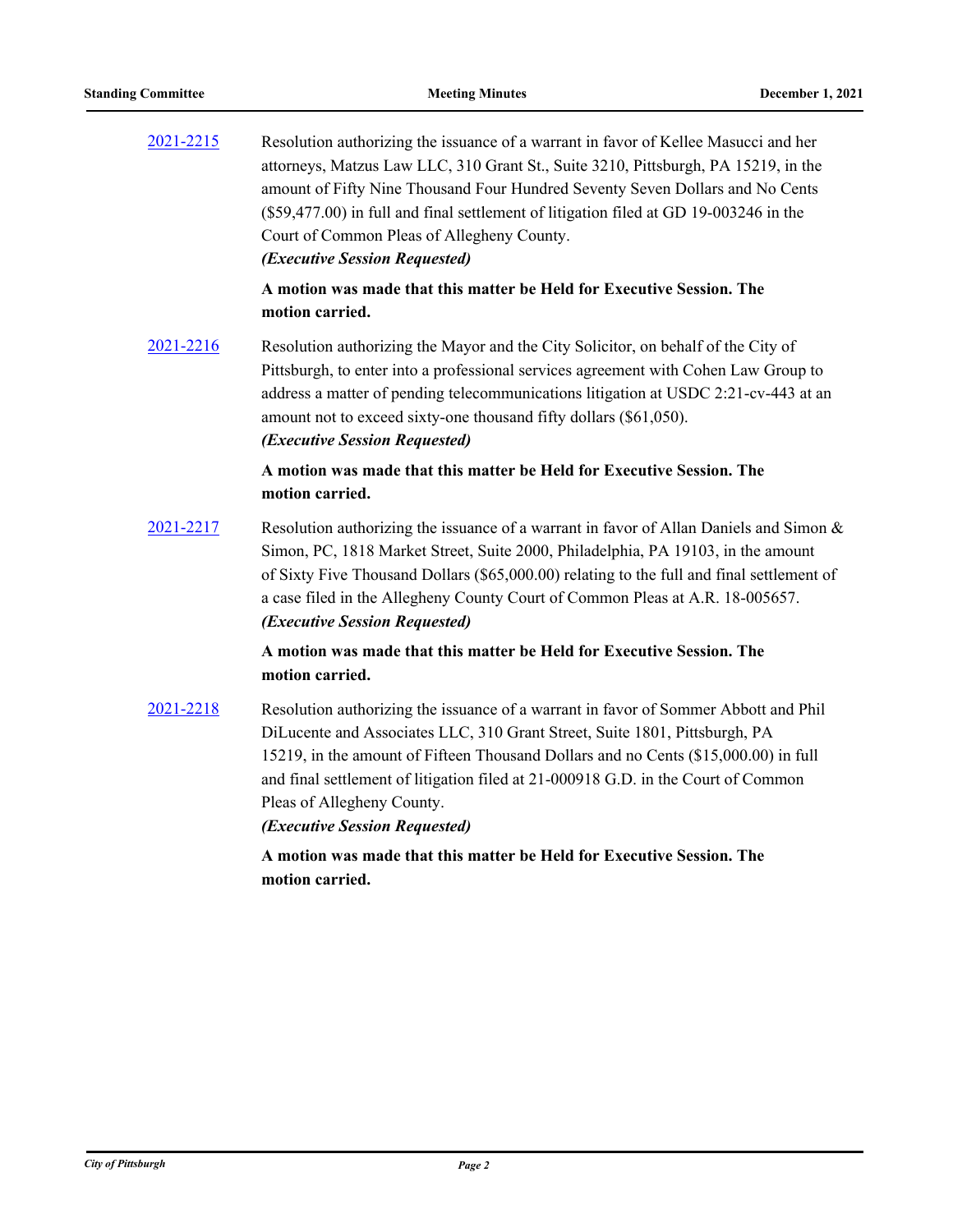2021-2215 Resolution authorizing the issuance of a warrant in favor of Kellee Masucci and her attorneys, Matzus Law LLC, 310 Grant St., Suite 3210, Pittsburgh, PA 15219, in the amount of Fifty Nine Thousand Four Hundred Seventy Seven Dollars and No Cents ($59,477.00) in full and final settlement of litigation filed at GD 19-003246 in the Court of Common Pleas of Allegheny County.
*(Executive Session Requested)*

**A motion was made that this matter be Held for Executive Session. The motion carried.**

2021-2216 Resolution authorizing the Mayor and the City Solicitor, on behalf of the City of Pittsburgh, to enter into a professional services agreement with Cohen Law Group to address a matter of pending telecommunications litigation at USDC 2:21-cv-443 at an amount not to exceed sixty-one thousand fifty dollars ($61,050).
*(Executive Session Requested)*

**A motion was made that this matter be Held for Executive Session. The motion carried.**

2021-2217 Resolution authorizing the issuance of a warrant in favor of Allan Daniels and Simon & Simon, PC, 1818 Market Street, Suite 2000, Philadelphia, PA 19103, in the amount of Sixty Five Thousand Dollars ($65,000.00) relating to the full and final settlement of a case filed in the Allegheny County Court of Common Pleas at A.R. 18-005657.
*(Executive Session Requested)*

**A motion was made that this matter be Held for Executive Session. The motion carried.**

2021-2218 Resolution authorizing the issuance of a warrant in favor of Sommer Abbott and Phil DiLucente and Associates LLC, 310 Grant Street, Suite 1801, Pittsburgh, PA 15219, in the amount of Fifteen Thousand Dollars and no Cents ($15,000.00) in full and final settlement of litigation filed at 21-000918 G.D. in the Court of Common Pleas of Allegheny County.
*(Executive Session Requested)*

**A motion was made that this matter be Held for Executive Session. The motion carried.**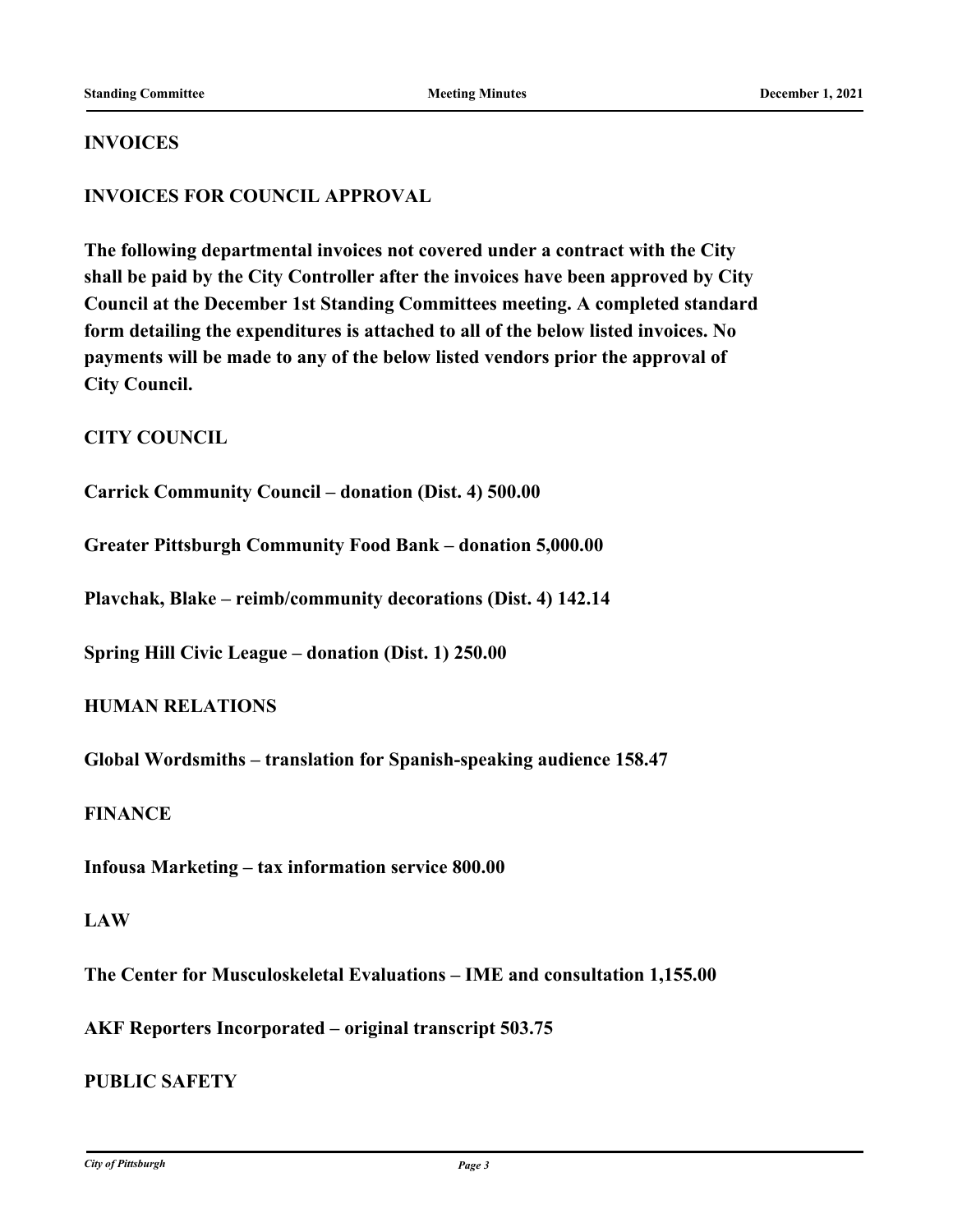## INVOICES

## INVOICES FOR COUNCIL APPROVAL

**The following departmental invoices not covered under a contract with the City shall be paid by the City Controller after the invoices have been approved by City Council at the December 1st Standing Committees meeting. A completed standard form detailing the expenditures is attached to all of the below listed invoices. No payments will be made to any of the below listed vendors prior the approval of City Council.**

### CITY COUNCIL

**Carrick Community Council – donation (Dist. 4) 500.00**

**Greater Pittsburgh Community Food Bank – donation 5,000.00**

**Plavchak, Blake – reimb/community decorations (Dist. 4) 142.14**

**Spring Hill Civic League – donation (Dist. 1) 250.00**

### HUMAN RELATIONS

**Global Wordsmiths – translation for Spanish-speaking audience 158.47**

### FINANCE

**Infousa Marketing – tax information service 800.00**

### LAW

**The Center for Musculoskeletal Evaluations – IME and consultation 1,155.00**

**AKF Reporters Incorporated – original transcript 503.75**

### PUBLIC SAFETY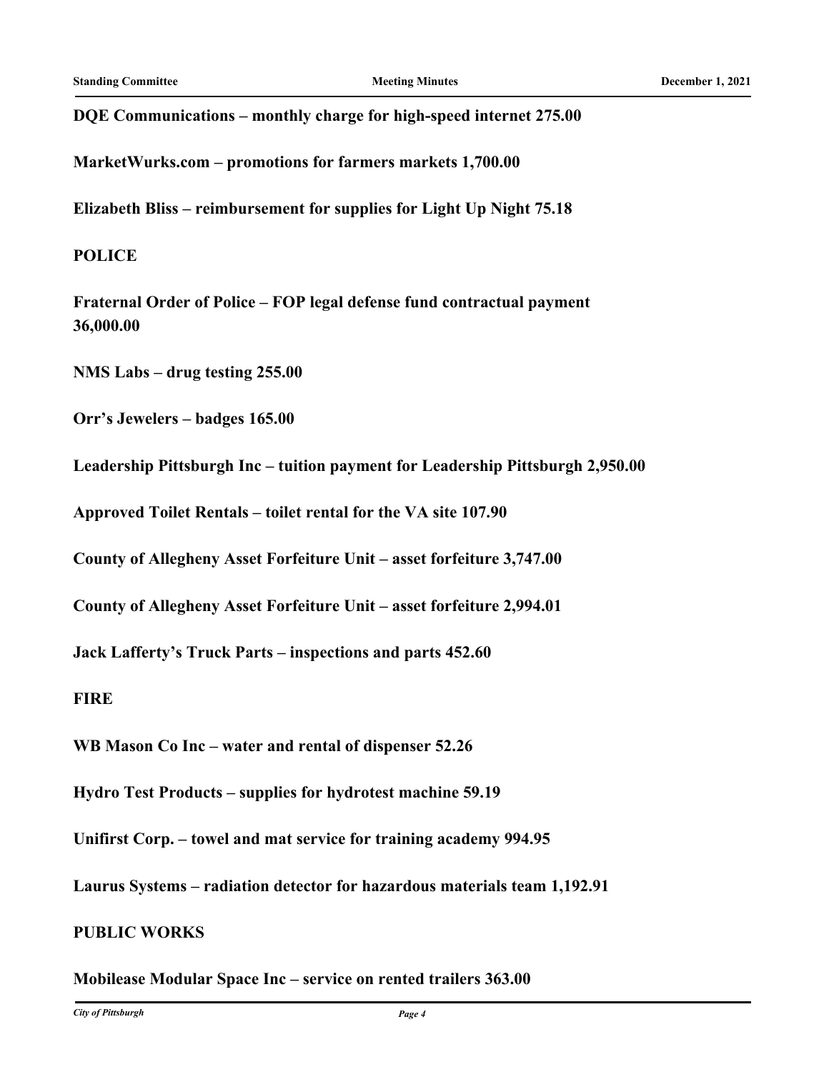**DQE Communications – monthly charge for high-speed internet 275.00**

**MarketWurks.com – promotions for farmers markets 1,700.00**

**Elizabeth Bliss – reimbursement for supplies for Light Up Night 75.18**

**POLICE**

**Fraternal Order of Police – FOP legal defense fund contractual payment 36,000.00**

**NMS Labs – drug testing 255.00**

**Orr's Jewelers – badges 165.00**

**Leadership Pittsburgh Inc – tuition payment for Leadership Pittsburgh 2,950.00**

**Approved Toilet Rentals – toilet rental for the VA site 107.90**

**County of Allegheny Asset Forfeiture Unit – asset forfeiture 3,747.00**

**County of Allegheny Asset Forfeiture Unit – asset forfeiture 2,994.01**

**Jack Lafferty's Truck Parts – inspections and parts 452.60**

**FIRE**

**WB Mason Co Inc – water and rental of dispenser 52.26**

**Hydro Test Products – supplies for hydrotest machine 59.19**

**Unifirst Corp. – towel and mat service for training academy 994.95**

**Laurus Systems – radiation detector for hazardous materials team 1,192.91**

**PUBLIC WORKS**

**Mobilease Modular Space Inc – service on rented trailers 363.00**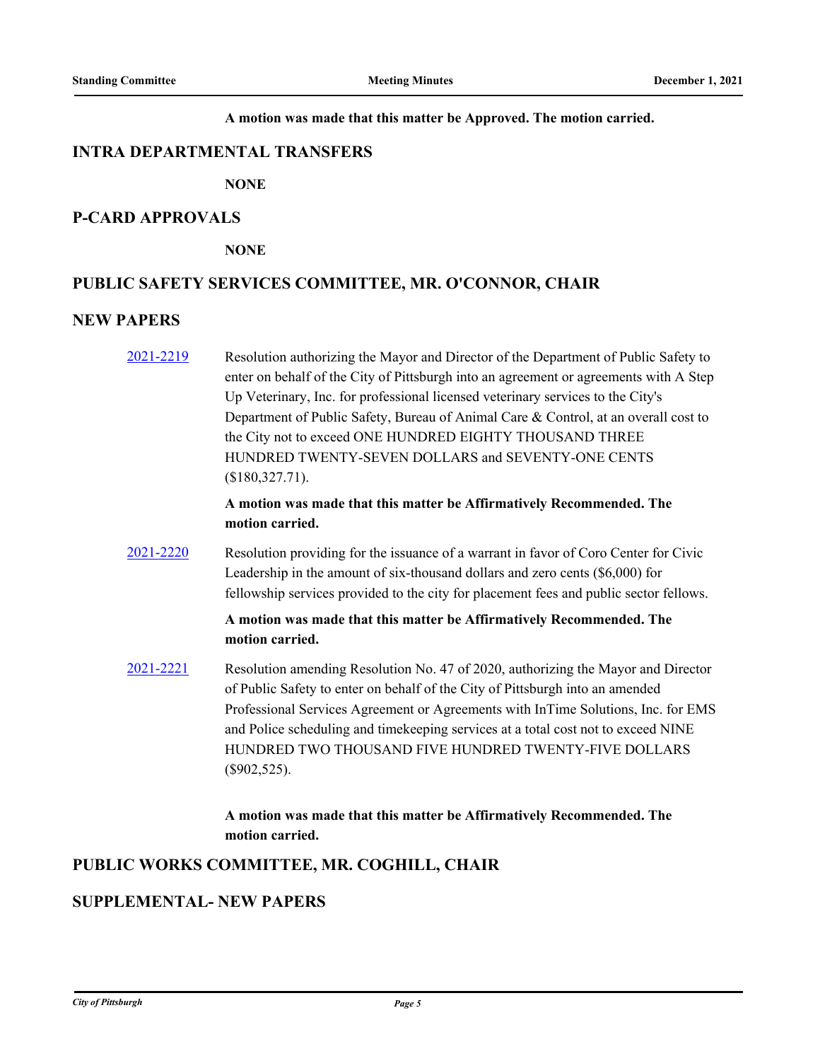**A motion was made that this matter be Approved. The motion carried.**

## INTRA DEPARTMENTAL TRANSFERS

**NONE**

## P-CARD APPROVALS

**NONE**

## PUBLIC SAFETY SERVICES COMMITTEE, MR. O'CONNOR, CHAIR

## NEW PAPERS

2021-2219 Resolution authorizing the Mayor and Director of the Department of Public Safety to enter on behalf of the City of Pittsburgh into an agreement or agreements with A Step Up Veterinary, Inc. for professional licensed veterinary services to the City's Department of Public Safety, Bureau of Animal Care & Control, at an overall cost to the City not to exceed ONE HUNDRED EIGHTY THOUSAND THREE HUNDRED TWENTY-SEVEN DOLLARS and SEVENTY-ONE CENTS ($180,327.71).

**A motion was made that this matter be Affirmatively Recommended. The motion carried.**

2021-2220 Resolution providing for the issuance of a warrant in favor of Coro Center for Civic Leadership in the amount of six-thousand dollars and zero cents ($6,000) for fellowship services provided to the city for placement fees and public sector fellows.

**A motion was made that this matter be Affirmatively Recommended. The motion carried.**

2021-2221 Resolution amending Resolution No. 47 of 2020, authorizing the Mayor and Director of Public Safety to enter on behalf of the City of Pittsburgh into an amended Professional Services Agreement or Agreements with InTime Solutions, Inc. for EMS and Police scheduling and timekeeping services at a total cost not to exceed NINE HUNDRED TWO THOUSAND FIVE HUNDRED TWENTY-FIVE DOLLARS ($902,525).

**A motion was made that this matter be Affirmatively Recommended. The motion carried.**

## PUBLIC WORKS COMMITTEE, MR. COGHILL, CHAIR

## SUPPLEMENTAL- NEW PAPERS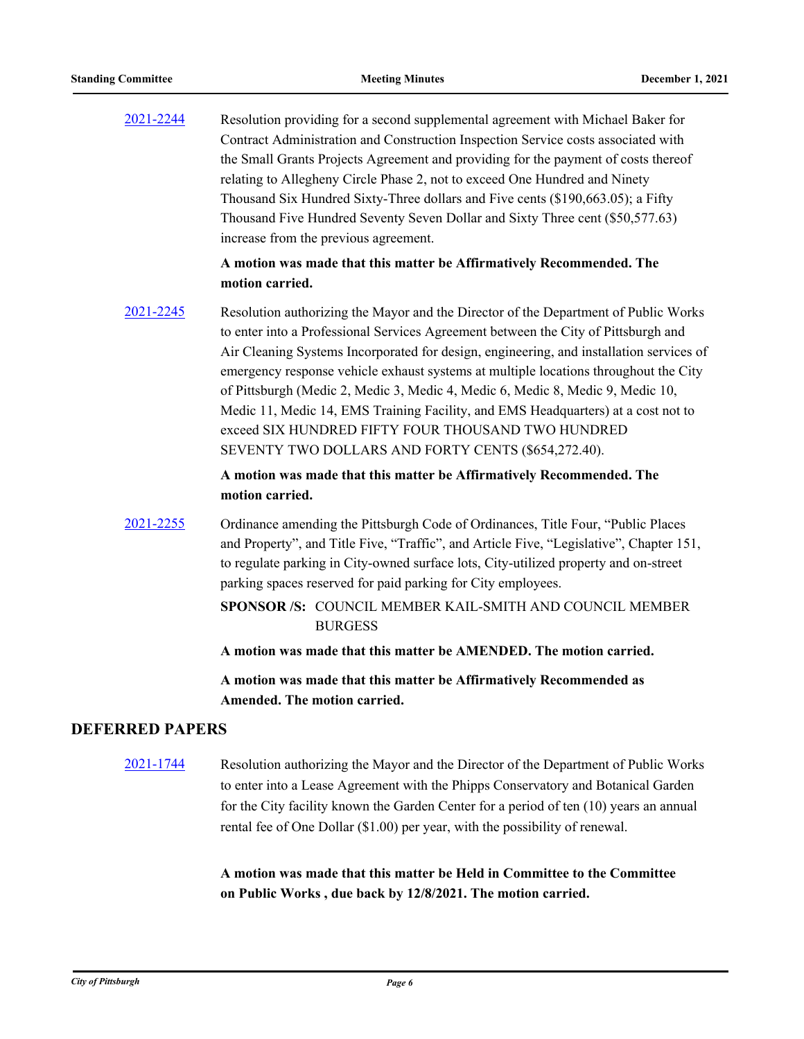2021-2244 Resolution providing for a second supplemental agreement with Michael Baker for Contract Administration and Construction Inspection Service costs associated with the Small Grants Projects Agreement and providing for the payment of costs thereof relating to Allegheny Circle Phase 2, not to exceed One Hundred and Ninety Thousand Six Hundred Sixty-Three dollars and Five cents ($190,663.05); a Fifty Thousand Five Hundred Seventy Seven Dollar and Sixty Three cent ($50,577.63) increase from the previous agreement.

**A motion was made that this matter be Affirmatively Recommended. The motion carried.**

2021-2245 Resolution authorizing the Mayor and the Director of the Department of Public Works to enter into a Professional Services Agreement between the City of Pittsburgh and Air Cleaning Systems Incorporated for design, engineering, and installation services of emergency response vehicle exhaust systems at multiple locations throughout the City of Pittsburgh (Medic 2, Medic 3, Medic 4, Medic 6, Medic 8, Medic 9, Medic 10, Medic 11, Medic 14, EMS Training Facility, and EMS Headquarters) at a cost not to exceed SIX HUNDRED FIFTY FOUR THOUSAND TWO HUNDRED SEVENTY TWO DOLLARS AND FORTY CENTS ($654,272.40).

**A motion was made that this matter be Affirmatively Recommended. The motion carried.**

2021-2255 Ordinance amending the Pittsburgh Code of Ordinances, Title Four, "Public Places and Property", and Title Five, "Traffic", and Article Five, "Legislative", Chapter 151, to regulate parking in City-owned surface lots, City-utilized property and on-street parking spaces reserved for paid parking for City employees.

**SPONSOR /S:** COUNCIL MEMBER KAIL-SMITH AND COUNCIL MEMBER BURGESS

**A motion was made that this matter be AMENDED. The motion carried.**

**A motion was made that this matter be Affirmatively Recommended as Amended. The motion carried.**

## DEFERRED PAPERS

2021-1744 Resolution authorizing the Mayor and the Director of the Department of Public Works to enter into a Lease Agreement with the Phipps Conservatory and Botanical Garden for the City facility known the Garden Center for a period of ten (10) years an annual rental fee of One Dollar ($1.00) per year, with the possibility of renewal.

**A motion was made that this matter be Held in Committee to the Committee on Public Works , due back by 12/8/2021. The motion carried.**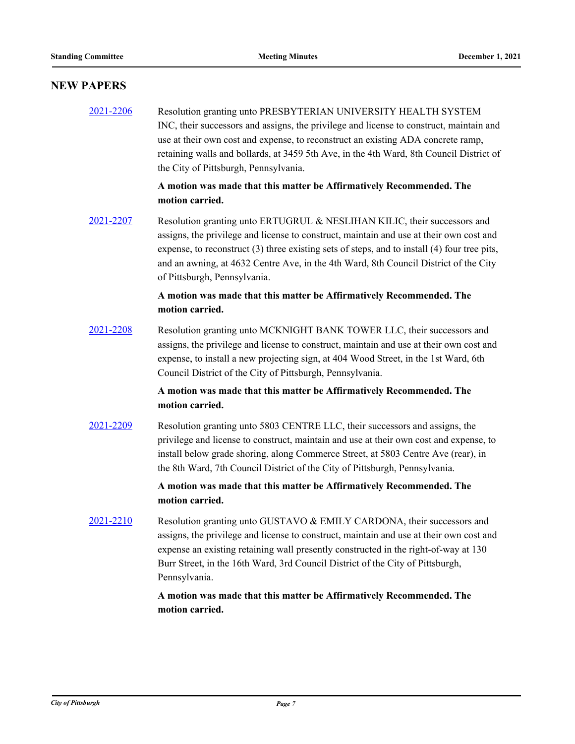## NEW PAPERS

2021-2206 Resolution granting unto PRESBYTERIAN UNIVERSITY HEALTH SYSTEM INC, their successors and assigns, the privilege and license to construct, maintain and use at their own cost and expense, to reconstruct an existing ADA concrete ramp, retaining walls and bollards, at 3459 5th Ave, in the 4th Ward, 8th Council District of the City of Pittsburgh, Pennsylvania.

**A motion was made that this matter be Affirmatively Recommended. The motion carried.**

2021-2207 Resolution granting unto ERTUGRUL & NESLIHAN KILIC, their successors and assigns, the privilege and license to construct, maintain and use at their own cost and expense, to reconstruct (3) three existing sets of steps, and to install (4) four tree pits, and an awning, at 4632 Centre Ave, in the 4th Ward, 8th Council District of the City of Pittsburgh, Pennsylvania.

**A motion was made that this matter be Affirmatively Recommended. The motion carried.**

2021-2208 Resolution granting unto MCKNIGHT BANK TOWER LLC, their successors and assigns, the privilege and license to construct, maintain and use at their own cost and expense, to install a new projecting sign, at 404 Wood Street, in the 1st Ward, 6th Council District of the City of Pittsburgh, Pennsylvania.

**A motion was made that this matter be Affirmatively Recommended. The motion carried.**

2021-2209 Resolution granting unto 5803 CENTRE LLC, their successors and assigns, the privilege and license to construct, maintain and use at their own cost and expense, to install below grade shoring, along Commerce Street, at 5803 Centre Ave (rear), in the 8th Ward, 7th Council District of the City of Pittsburgh, Pennsylvania.

**A motion was made that this matter be Affirmatively Recommended. The motion carried.**

2021-2210 Resolution granting unto GUSTAVO & EMILY CARDONA, their successors and assigns, the privilege and license to construct, maintain and use at their own cost and expense an existing retaining wall presently constructed in the right-of-way at 130 Burr Street, in the 16th Ward, 3rd Council District of the City of Pittsburgh, Pennsylvania.

**A motion was made that this matter be Affirmatively Recommended. The motion carried.**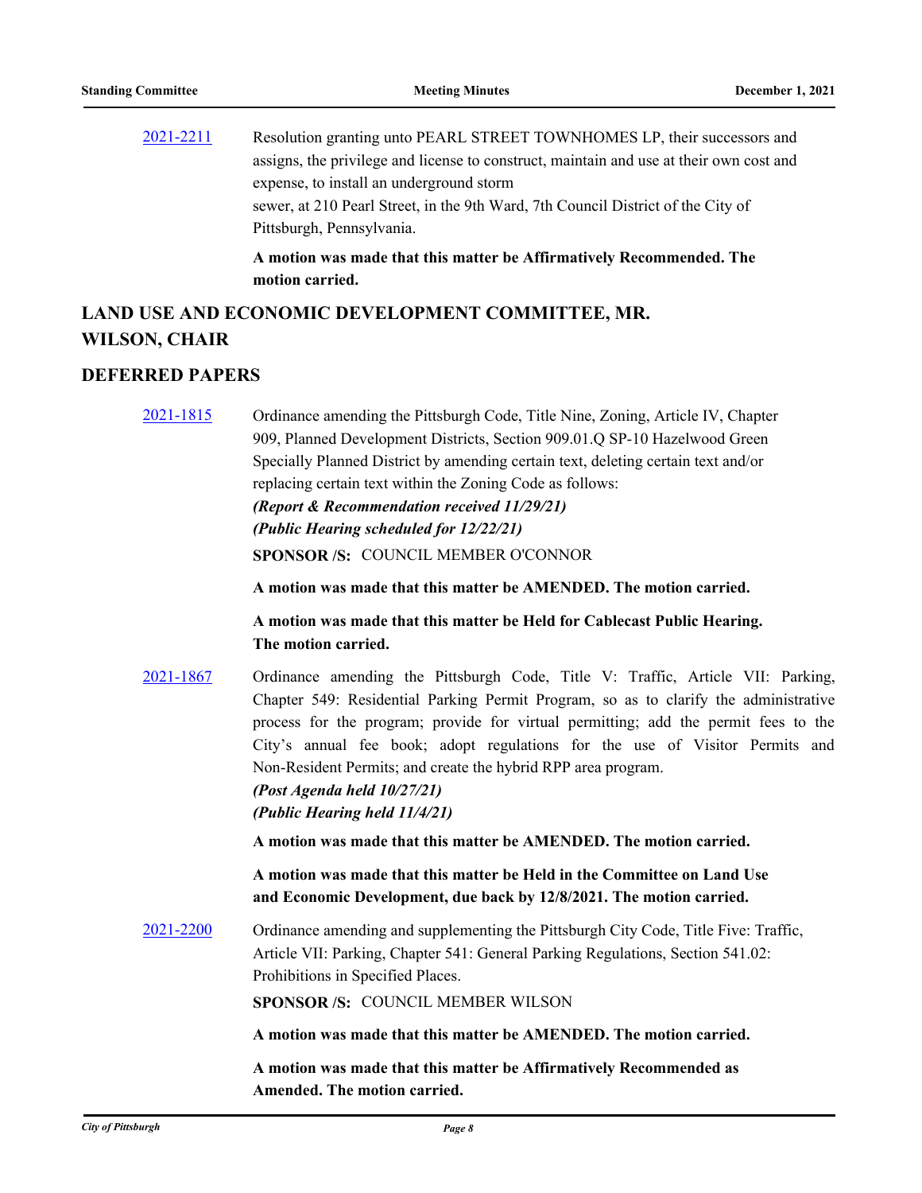2021-2211 Resolution granting unto PEARL STREET TOWNHOMES LP, their successors and assigns, the privilege and license to construct, maintain and use at their own cost and expense, to install an underground storm sewer, at 210 Pearl Street, in the 9th Ward, 7th Council District of the City of Pittsburgh, Pennsylvania.

**A motion was made that this matter be Affirmatively Recommended. The motion carried.**

## LAND USE AND ECONOMIC DEVELOPMENT COMMITTEE, MR. WILSON, CHAIR

## DEFERRED PAPERS

2021-1815 Ordinance amending the Pittsburgh Code, Title Nine, Zoning, Article IV, Chapter 909, Planned Development Districts, Section 909.01.Q SP-10 Hazelwood Green Specially Planned District by amending certain text, deleting certain text and/or replacing certain text within the Zoning Code as follows:

***(Report & Recommendation received 11/29/21)***
***(Public Hearing scheduled for 12/22/21)***

**SPONSOR /S:** COUNCIL MEMBER O'CONNOR

**A motion was made that this matter be AMENDED. The motion carried.**

**A motion was made that this matter be Held for Cablecast Public Hearing. The motion carried.**

2021-1867 Ordinance amending the Pittsburgh Code, Title V: Traffic, Article VII: Parking, Chapter 549: Residential Parking Permit Program, so as to clarify the administrative process for the program; provide for virtual permitting; add the permit fees to the City's annual fee book; adopt regulations for the use of Visitor Permits and Non-Resident Permits; and create the hybrid RPP area program.

***(Post Agenda held 10/27/21)***
***(Public Hearing held 11/4/21)***

**A motion was made that this matter be AMENDED. The motion carried.**

**A motion was made that this matter be Held in the Committee on Land Use and Economic Development, due back by 12/8/2021. The motion carried.**

2021-2200 Ordinance amending and supplementing the Pittsburgh City Code, Title Five: Traffic, Article VII: Parking, Chapter 541: General Parking Regulations, Section 541.02: Prohibitions in Specified Places.

**SPONSOR /S:** COUNCIL MEMBER WILSON

**A motion was made that this matter be AMENDED. The motion carried.**

**A motion was made that this matter be Affirmatively Recommended as Amended. The motion carried.**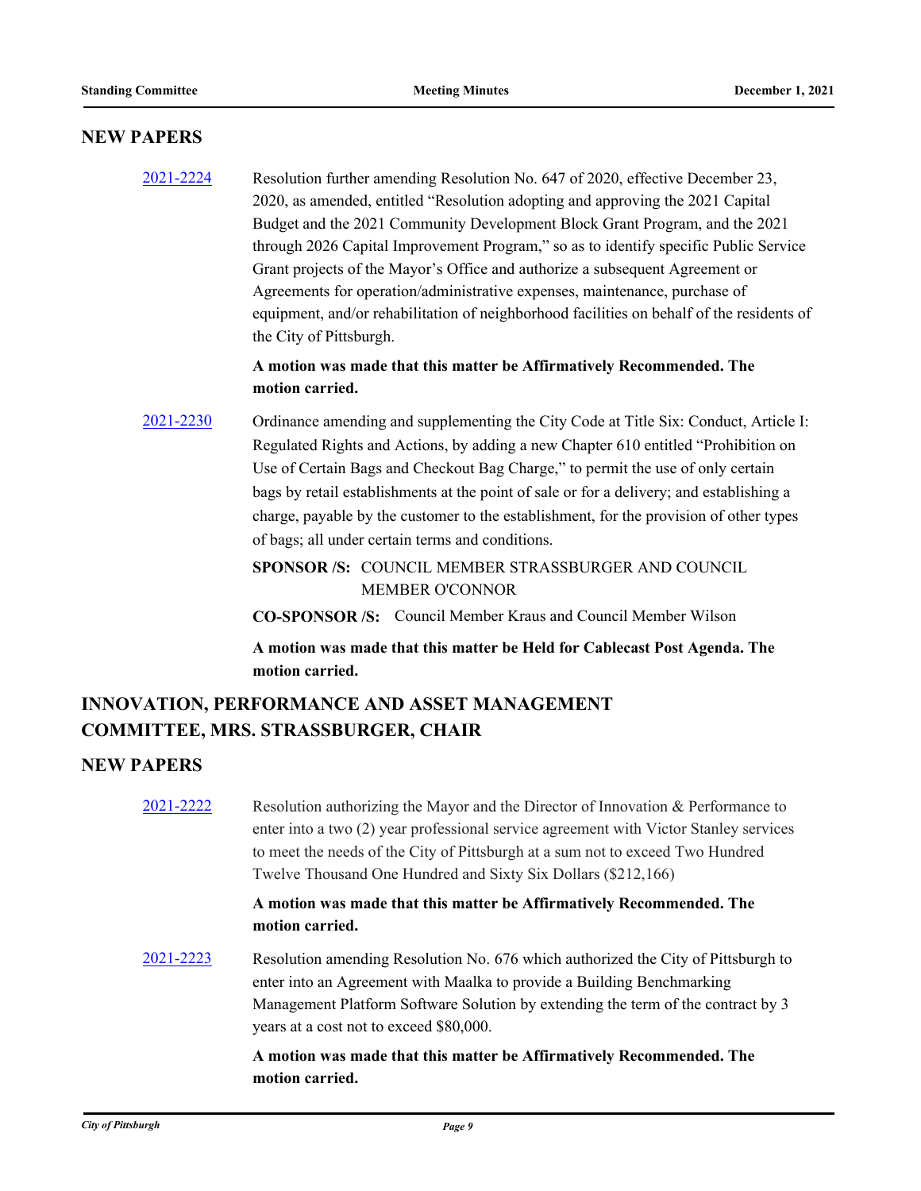## NEW PAPERS

**2021-2224** Resolution further amending Resolution No. 647 of 2020, effective December 23, 2020, as amended, entitled "Resolution adopting and approving the 2021 Capital Budget and the 2021 Community Development Block Grant Program, and the 2021 through 2026 Capital Improvement Program," so as to identify specific Public Service Grant projects of the Mayor's Office and authorize a subsequent Agreement or Agreements for operation/administrative expenses, maintenance, purchase of equipment, and/or rehabilitation of neighborhood facilities on behalf of the residents of the City of Pittsburgh.

**A motion was made that this matter be Affirmatively Recommended. The motion carried.**

**2021-2230** Ordinance amending and supplementing the City Code at Title Six: Conduct, Article I: Regulated Rights and Actions, by adding a new Chapter 610 entitled "Prohibition on Use of Certain Bags and Checkout Bag Charge," to permit the use of only certain bags by retail establishments at the point of sale or for a delivery; and establishing a charge, payable by the customer to the establishment, for the provision of other types of bags; all under certain terms and conditions.

**SPONSOR /S:** COUNCIL MEMBER STRASSBURGER AND COUNCIL MEMBER O'CONNOR

**CO-SPONSOR /S:** Council Member Kraus and Council Member Wilson

**A motion was made that this matter be Held for Cablecast Post Agenda. The motion carried.**

## INNOVATION, PERFORMANCE AND ASSET MANAGEMENT COMMITTEE, MRS. STRASSBURGER, CHAIR

## NEW PAPERS

**2021-2222** Resolution authorizing the Mayor and the Director of Innovation & Performance to enter into a two (2) year professional service agreement with Victor Stanley services to meet the needs of the City of Pittsburgh at a sum not to exceed Two Hundred Twelve Thousand One Hundred and Sixty Six Dollars ($212,166)

**A motion was made that this matter be Affirmatively Recommended. The motion carried.**

**2021-2223** Resolution amending Resolution No. 676 which authorized the City of Pittsburgh to enter into an Agreement with Maalka to provide a Building Benchmarking Management Platform Software Solution by extending the term of the contract by 3 years at a cost not to exceed $80,000.

**A motion was made that this matter be Affirmatively Recommended. The motion carried.**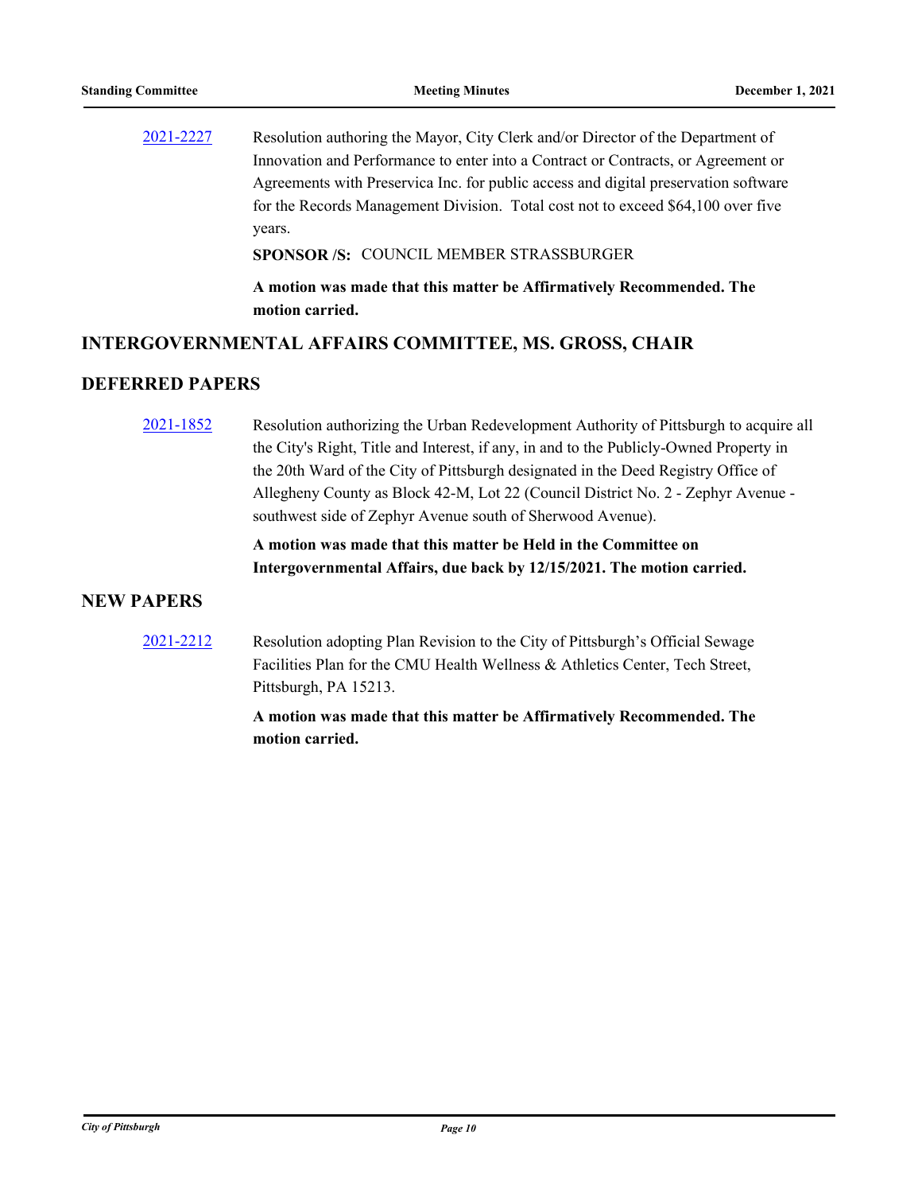2021-2227 Resolution authoring the Mayor, City Clerk and/or Director of the Department of Innovation and Performance to enter into a Contract or Contracts, or Agreement or Agreements with Preservica Inc. for public access and digital preservation software for the Records Management Division. Total cost not to exceed $64,100 over five years.

**SPONSOR /S:** COUNCIL MEMBER STRASSBURGER

**A motion was made that this matter be Affirmatively Recommended. The motion carried.**

## INTERGOVERNMENTAL AFFAIRS COMMITTEE, MS. GROSS, CHAIR

## DEFERRED PAPERS

2021-1852 Resolution authorizing the Urban Redevelopment Authority of Pittsburgh to acquire all the City's Right, Title and Interest, if any, in and to the Publicly-Owned Property in the 20th Ward of the City of Pittsburgh designated in the Deed Registry Office of Allegheny County as Block 42-M, Lot 22 (Council District No. 2 - Zephyr Avenue - southwest side of Zephyr Avenue south of Sherwood Avenue).

**A motion was made that this matter be Held in the Committee on Intergovernmental Affairs, due back by 12/15/2021. The motion carried.**

## NEW PAPERS

2021-2212 Resolution adopting Plan Revision to the City of Pittsburgh's Official Sewage Facilities Plan for the CMU Health Wellness & Athletics Center, Tech Street, Pittsburgh, PA 15213.

**A motion was made that this matter be Affirmatively Recommended. The motion carried.**